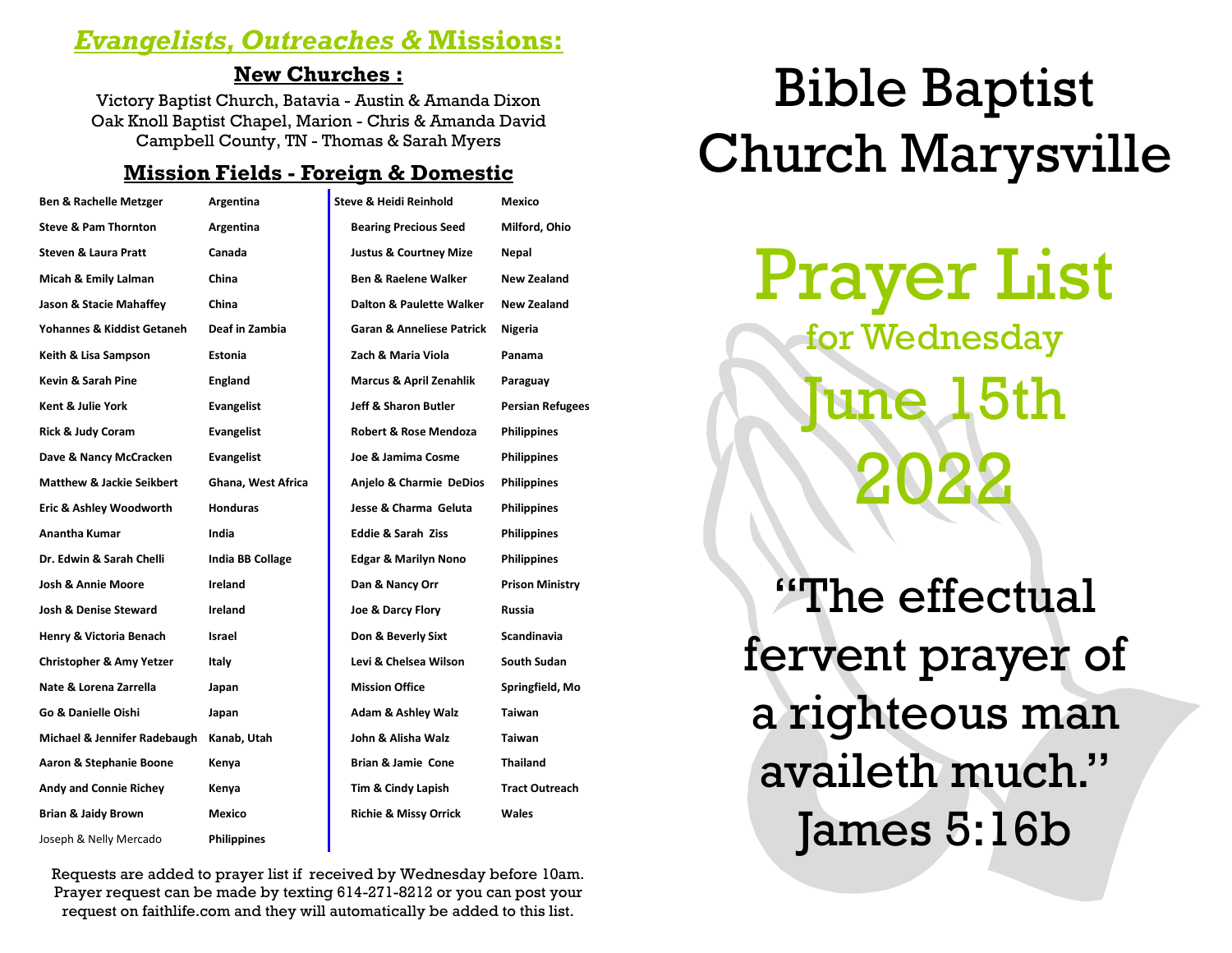## *Evangelists, Outreaches &* Missions:

### New Churches :

Victory Baptist Church, Batavia - Austin & Amanda Dixon
Oak Knoll Baptist Chapel, Marion - Chris & Amanda David
Campbell County, TN - Thomas & Sarah Myers

### Mission Fields - Foreign & Domestic

| Name | Field |
|---|---|
| Ben & Rachelle Metzger | Argentina |
| Steve & Pam Thornton | Argentina |
| Steven & Laura Pratt | Canada |
| Micah & Emily Lalman | China |
| Jason & Stacie Mahaffey | China |
| Yohannes & Kiddist Getaneh | Deaf in Zambia |
| Keith & Lisa Sampson | Estonia |
| Kevin & Sarah Pine | England |
| Kent & Julie York | Evangelist |
| Rick & Judy Coram | Evangelist |
| Dave & Nancy McCracken | Evangelist |
| Matthew & Jackie Seikbert | Ghana, West Africa |
| Eric & Ashley Woodworth | Honduras |
| Anantha Kumar | India |
| Dr. Edwin & Sarah Chelli | India BB Collage |
| Josh & Annie Moore | Ireland |
| Josh & Denise Steward | Ireland |
| Henry & Victoria Benach | Israel |
| Christopher & Amy Yetzer | Italy |
| Nate & Lorena Zarrella | Japan |
| Go & Danielle Oishi | Japan |
| Michael & Jennifer Radebaugh | Kanab, Utah |
| Aaron & Stephanie Boone | Kenya |
| Andy and Connie Richey | Kenya |
| Brian & Jaidy Brown | Mexico |
| Joseph & Nelly Mercado | Philippines |
| Steve & Heidi Reinhold | Mexico |
| Bearing Precious Seed | Milford, Ohio |
| Justus & Courtney Mize | Nepal |
| Ben & Raelene Walker | New Zealand |
| Dalton & Paulette Walker | New Zealand |
| Garan & Anneliese Patrick | Nigeria |
| Zach & Maria Viola | Panama |
| Marcus & April Zenahlik | Paraguay |
| Jeff & Sharon Butler | Persian Refugees |
| Robert & Rose Mendoza | Philippines |
| Joe & Jamima Cosme | Philippines |
| Anjelo & Charmie DeDios | Philippines |
| Jesse & Charma Geluta | Philippines |
| Eddie & Sarah Ziss | Philippines |
| Edgar & Marilyn Nono | Philippines |
| Dan & Nancy Orr | Prison Ministry |
| Joe & Darcy Flory | Russia |
| Don & Beverly Sixt | Scandinavia |
| Levi & Chelsea Wilson | South Sudan |
| Mission Office | Springfield, Mo |
| Adam & Ashley Walz | Taiwan |
| John & Alisha Walz | Taiwan |
| Brian & Jamie Cone | Thailand |
| Tim & Cindy Lapish | Tract Outreach |
| Richie & Missy Orrick | Wales |

Requests are added to prayer list if received by Wednesday before 10am. Prayer request can be made by texting 614-271-8212 or you can post your request on faithlife.com and they will automatically be added to this list.

# Bible Baptist Church Marysville

# Prayer List

## for Wednesday

## June 15th 2022

"The effectual fervent prayer of a righteous man availeth much."
James 5:16b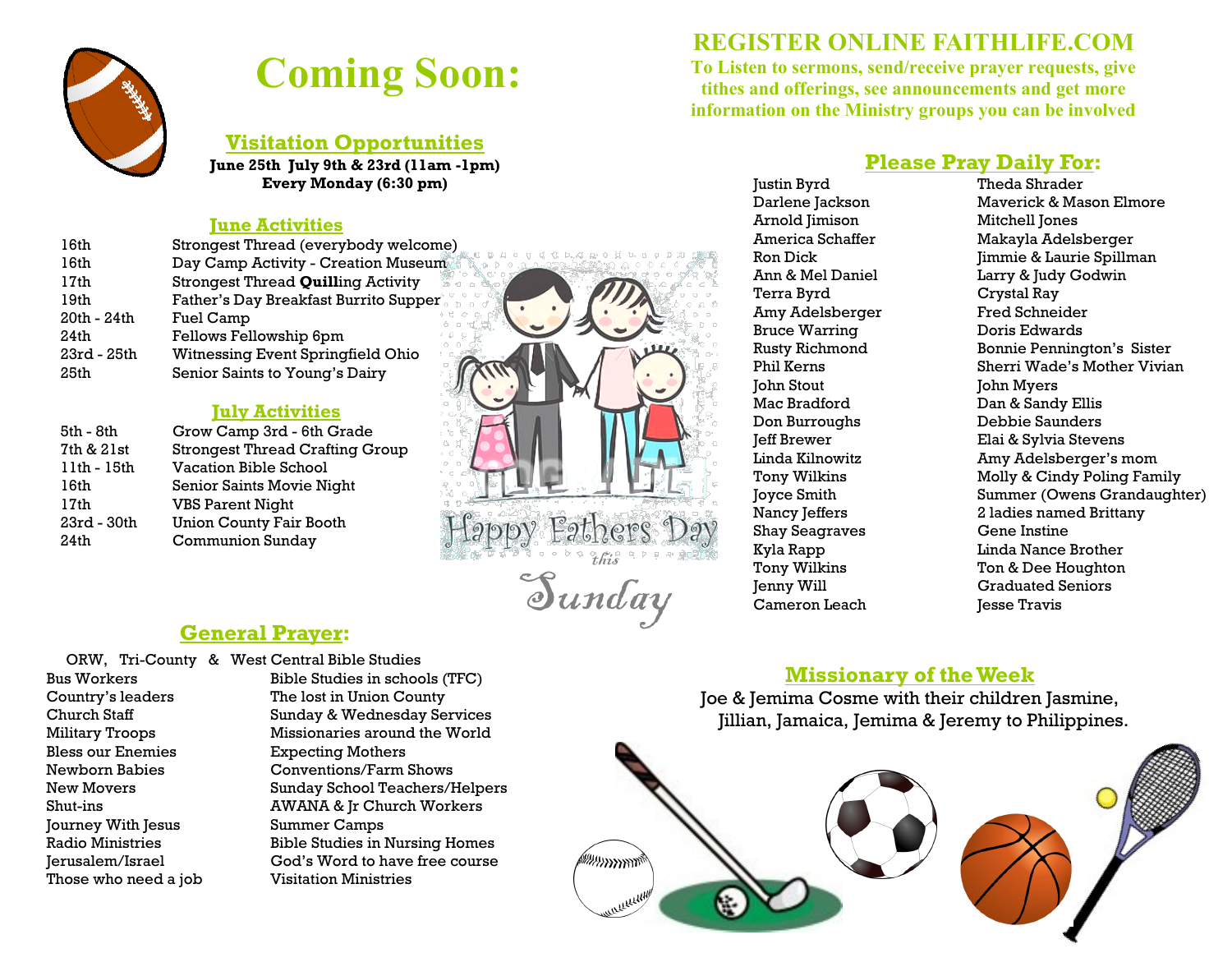# Coming Soon:

## REGISTER ONLINE FAITHLIFE.COM

**To Listen to sermons, send/receive prayer requests, give tithes and offerings, see announcements and get more information on the Ministry groups you can be involved**

## Visitation Opportunities

**June 25th July 9th & 23rd (11am -1pm)**
**Every Monday (6:30 pm)**

## June Activities

| | |
|---|---|
| 16th | Strongest Thread (everybody welcome) |
| 16th | Day Camp Activity - Creation Museum |
| 17th | Strongest Thread **Quill**ing Activity |
| 19th | Father's Day Breakfast Burrito Supper |
| 20th - 24th | Fuel Camp |
| 24th | Fellows Fellowship 6pm |
| 23rd - 25th | Witnessing Event Springfield Ohio |
| 25th | Senior Saints to Young's Dairy |

## July Activities

| | |
|---|---|
| 5th - 8th | Grow Camp 3rd - 6th Grade |
| 7th & 21st | Strongest Thread Crafting Group |
| 11th - 15th | Vacation Bible School |
| 16th | Senior Saints Movie Night |
| 17th | VBS Parent Night |
| 23rd - 30th | Union County Fair Booth |
| 24th | Communion Sunday |

Happy Fathers Day this Sunday

## Please Pray Daily For:

- Justin Byrd
- Darlene Jackson
- Arnold Jimison
- America Schaffer
- Ron Dick
- Ann & Mel Daniel
- Terra Byrd
- Amy Adelsberger
- Bruce Warring
- Rusty Richmond
- Phil Kerns
- John Stout
- Mac Bradford
- Don Burroughs
- Jeff Brewer
- Linda Kilnowitz
- Tony Wilkins
- Joyce Smith
- Nancy Jeffers
- Shay Seagraves
- Kyla Rapp
- Tony Wilkins
- Jenny Will
- Cameron Leach
- Theda Shrader
- Maverick & Mason Elmore
- Mitchell Jones
- Makayla Adelsberger
- Jimmie & Laurie Spillman
- Larry & Judy Godwin
- Crystal Ray
- Fred Schneider
- Doris Edwards
- Bonnie Pennington's Sister
- Sherri Wade's Mother Vivian
- John Myers
- Dan & Sandy Ellis
- Debbie Saunders
- Elai & Sylvia Stevens
- Amy Adelsberger's mom
- Molly & Cindy Poling Family
- Summer (Owens Grandaughter)
- 2 ladies named Brittany
- Gene Instine
- Linda Nance Brother
- Ton & Dee Houghton
- Graduated Seniors
- Jesse Travis

## General Prayer:

ORW, Tri-County & West Central Bible Studies

- Bus Workers
- Country's leaders
- Church Staff
- Military Troops
- Bless our Enemies
- Newborn Babies
- New Movers
- Shut-ins
- Journey With Jesus
- Radio Ministries
- Jerusalem/Israel
- Those who need a job
- Bible Studies in schools (TFC)
- The lost in Union County
- Sunday & Wednesday Services
- Missionaries around the World
- Expecting Mothers
- Conventions/Farm Shows
- Sunday School Teachers/Helpers
- AWANA & Jr Church Workers
- Summer Camps
- Bible Studies in Nursing Homes
- God's Word to have free course
- Visitation Ministries

## Missionary of the Week

Joe & Jemima Cosme with their children Jasmine, Jillian, Jamaica, Jemima & Jeremy to Philippines.